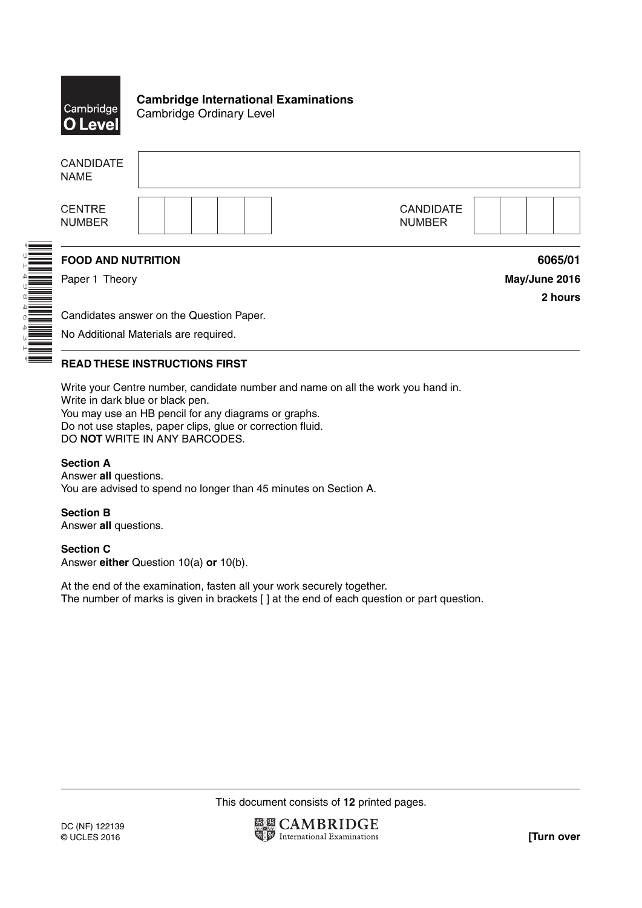**Cambridge International Examinations**
Cambridge Ordinary Level

| CANDIDATE NAME | |
|---|---|

| CENTRE NUMBER | | CANDIDATE NUMBER | |
|---|---|---|---|

*9149846431*

**FOOD AND NUTRITION** **6065/01**

Paper 1 Theory **May/June 2016**

**2 hours**

Candidates answer on the Question Paper.

No Additional Materials are required.

**READ THESE INSTRUCTIONS FIRST**

Write your Centre number, candidate number and name on all the work you hand in.
Write in dark blue or black pen.
You may use an HB pencil for any diagrams or graphs.
Do not use staples, paper clips, glue or correction fluid.
DO **NOT** WRITE IN ANY BARCODES.

**Section A**
Answer **all** questions.
You are advised to spend no longer than 45 minutes on Section A.

**Section B**
Answer **all** questions.

**Section C**
Answer **either** Question 10(a) **or** 10(b).

At the end of the examination, fasten all your work securely together.
The number of marks is given in brackets [ ] at the end of each question or part question.

This document consists of **12** printed pages.

DC (NF) 122139
© UCLES 2016

**[Turn over**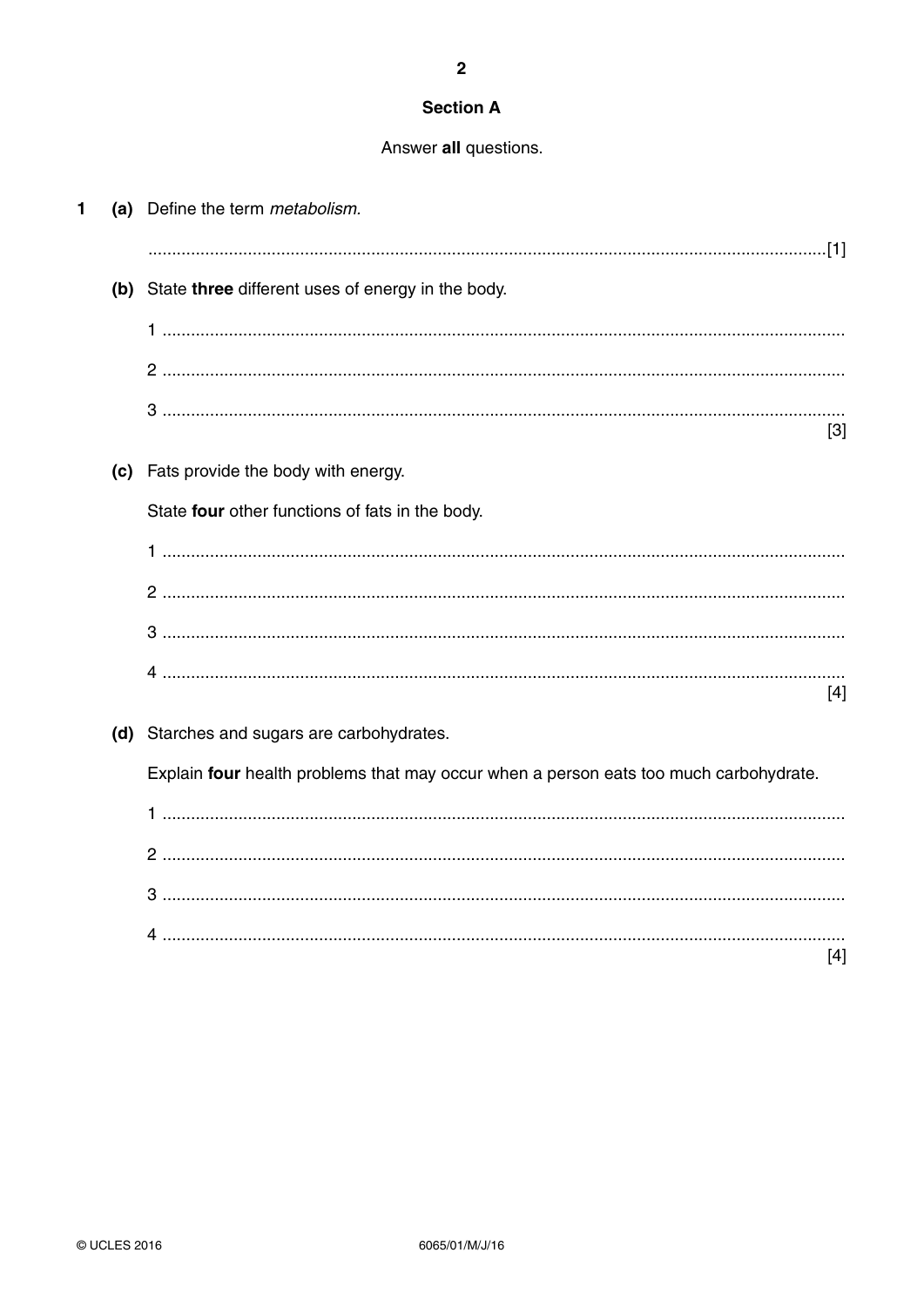## Section A

Answer **all** questions.

**1** **(a)** Define the term *metabolism*.

.......................................................................................................................................[1]

**(b)** State **three** different uses of energy in the body.

1 .......................................................................................................................................

2 .......................................................................................................................................

3 .......................................................................................................................................
[3]

**(c)** Fats provide the body with energy.

State **four** other functions of fats in the body.

1 .......................................................................................................................................

2 .......................................................................................................................................

3 .......................................................................................................................................

4 .......................................................................................................................................
[4]

**(d)** Starches and sugars are carbohydrates.

Explain **four** health problems that may occur when a person eats too much carbohydrate.

1 .......................................................................................................................................

2 .......................................................................................................................................

3 .......................................................................................................................................

4 .......................................................................................................................................
[4]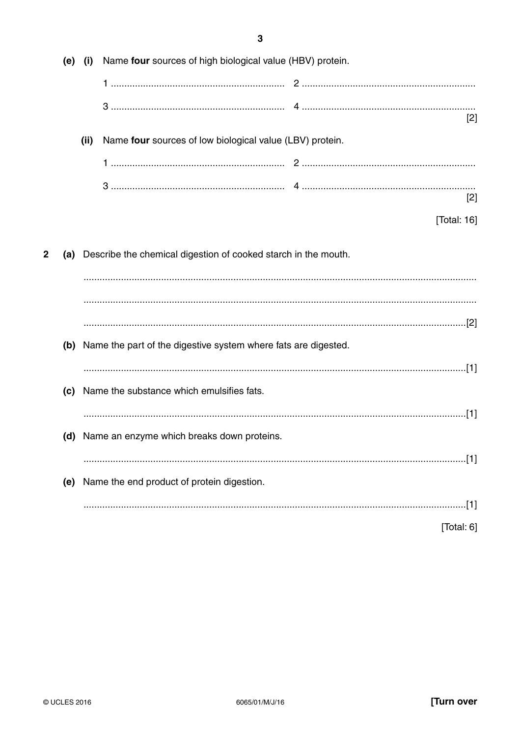**(e) (i)** Name **four** sources of high biological value (HBV) protein.

1 ................................................................ 2 ................................................................

3 ................................................................ 4 ................................................................ [2]

**(ii)** Name **four** sources of low biological value (LBV) protein.

1 ................................................................ 2 ................................................................

3 ................................................................ 4 ................................................................ [2]

[Total: 16]

**2** **(a)** Describe the chemical digestion of cooked starch in the mouth.

...................................................................................................................................................

...................................................................................................................................................

...................................................................................................................................................[2]

**(b)** Name the part of the digestive system where fats are digested.

...................................................................................................................................................[1]

**(c)** Name the substance which emulsifies fats.

...................................................................................................................................................[1]

**(d)** Name an enzyme which breaks down proteins.

...................................................................................................................................................[1]

**(e)** Name the end product of protein digestion.

...................................................................................................................................................[1]

[Total: 6]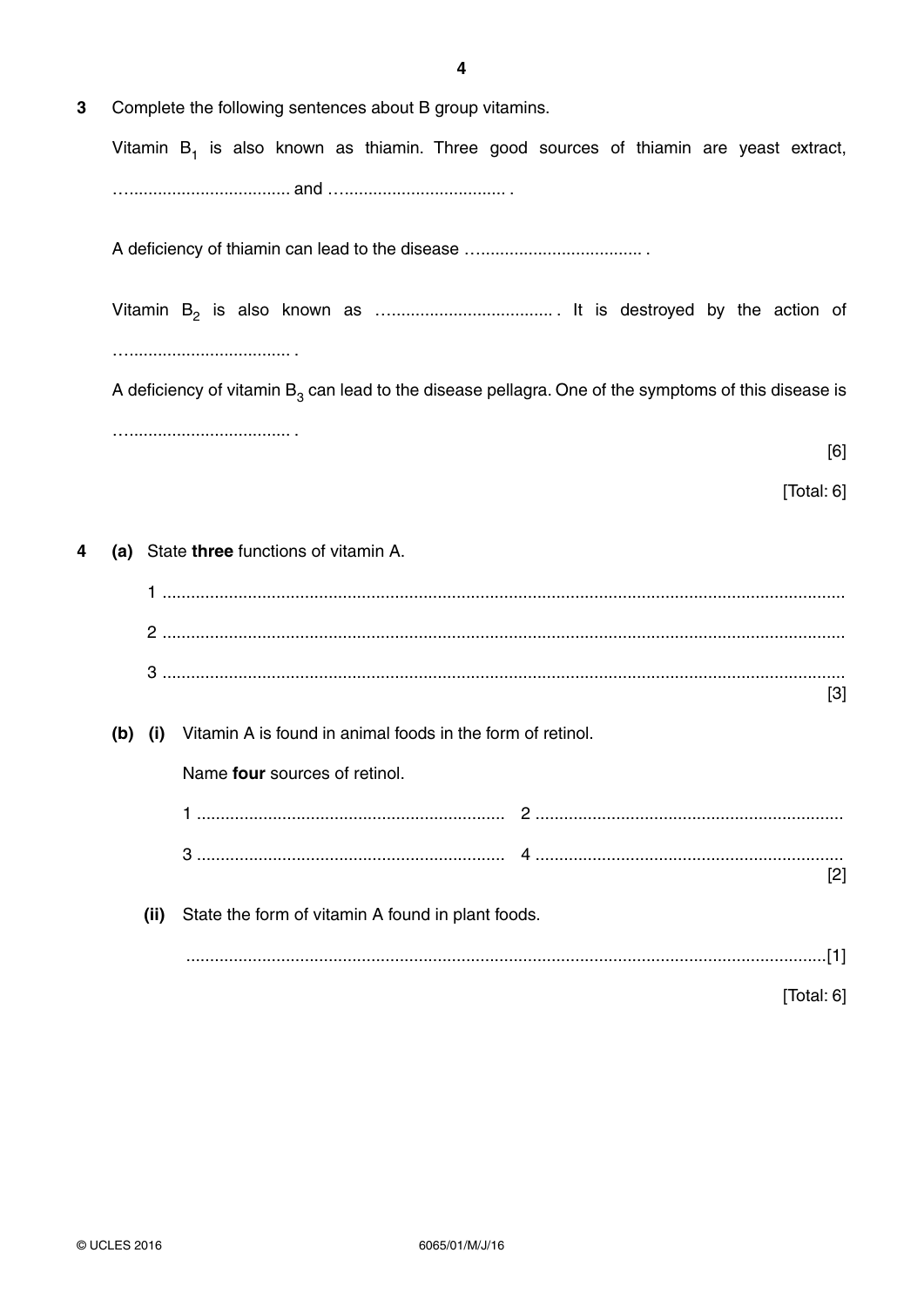3 Complete the following sentences about B group vitamins.

Vitamin $B_1$ is also known as thiamin. Three good sources of thiamin are yeast extract, ….................................. and ….................................. .

A deficiency of thiamin can lead to the disease ….................................. .

Vitamin $B_2$ is also known as ….................................. . It is destroyed by the action of ….................................. .

A deficiency of vitamin $B_3$ can lead to the disease pellagra. One of the symptoms of this disease is ….................................. .

[6]

[Total: 6]

4 (a) State **three** functions of vitamin A.

1 ..............................................................................................................................

2 ..............................................................................................................................

3 ..............................................................................................................................

[3]

(b) (i) Vitamin A is found in animal foods in the form of retinol.

Name **four** sources of retinol.

1 ................................................................ 2 ................................................................

3 ................................................................ 4 ................................................................

[2]

(ii) State the form of vitamin A found in plant foods.

......................................................................................................................................[1]

[Total: 6]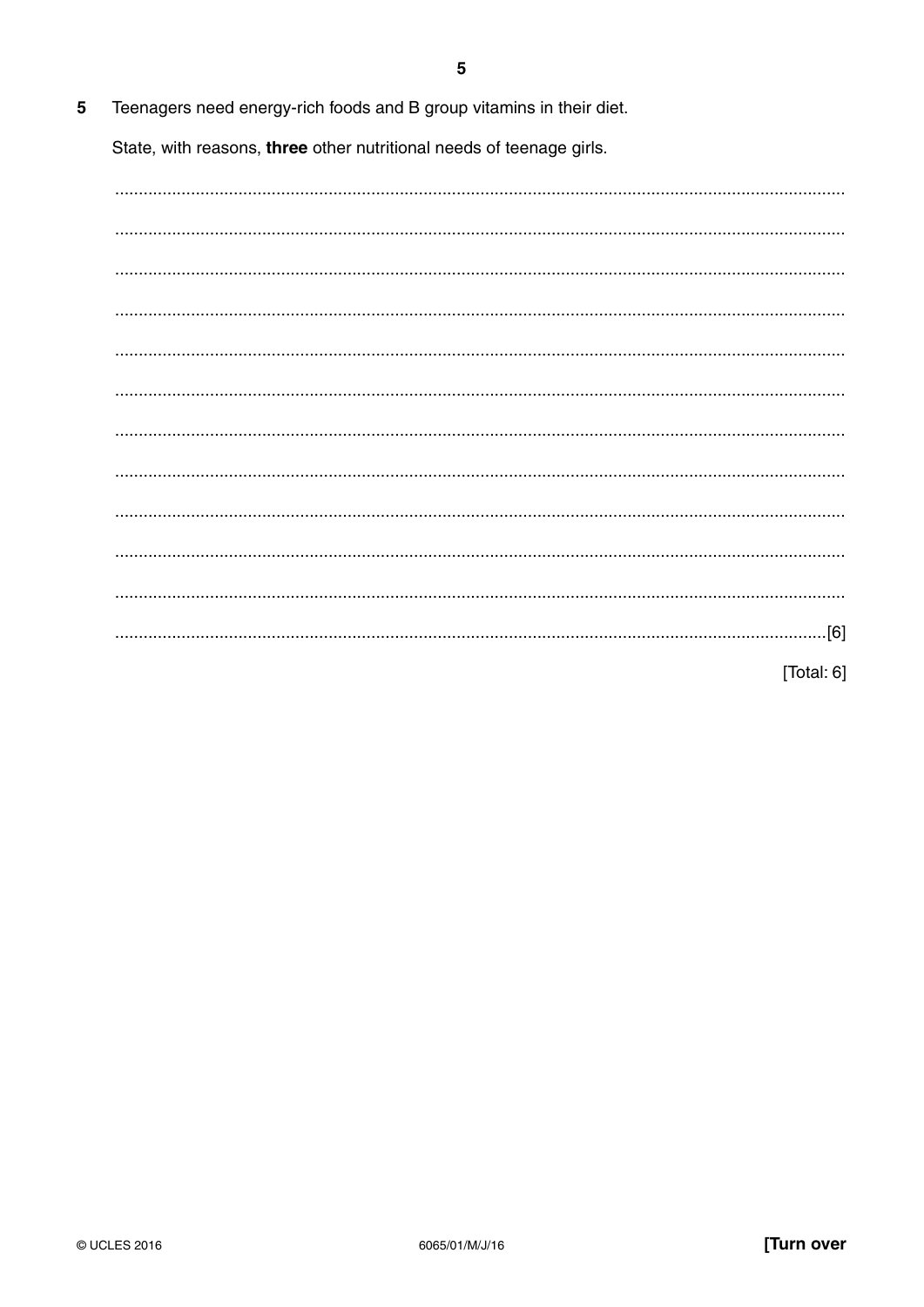5 Teenagers need energy-rich foods and B group vitamins in their diet.

State, with reasons, **three** other nutritional needs of teenage girls.

..........................................................................................................................................

..........................................................................................................................................

..........................................................................................................................................

..........................................................................................................................................

..........................................................................................................................................

..........................................................................................................................................

..........................................................................................................................................

..........................................................................................................................................

..........................................................................................................................................

..........................................................................................................................................

..........................................................................................................................................

.....................................................................................................................................[6]

[Total: 6]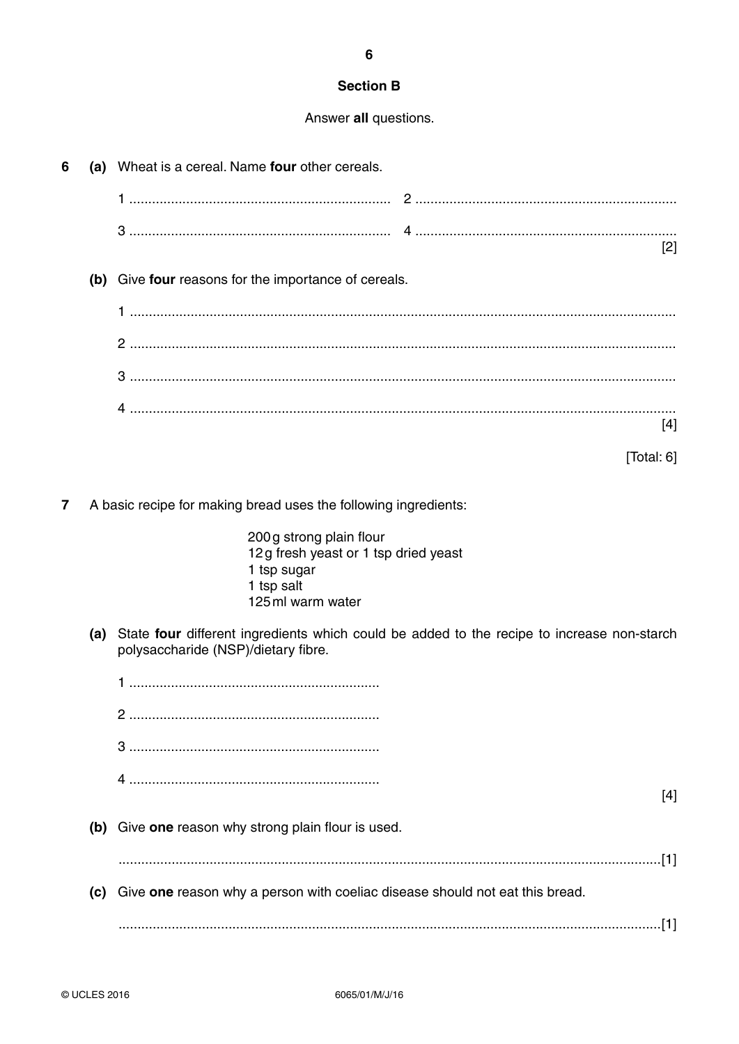## Section B

Answer **all** questions.

**6** **(a)** Wheat is a cereal. Name **four** other cereals.

1 .................................................................... 2 ....................................................................

3 .................................................................... 4 ....................................................................

[2]

**(b)** Give **four** reasons for the importance of cereals.

1 ..............................................................................................................................................

2 ..............................................................................................................................................

3 ..............................................................................................................................................

4 ..............................................................................................................................................

[4]

[Total: 6]

**7** A basic recipe for making bread uses the following ingredients:

200 g strong plain flour
12 g fresh yeast or 1 tsp dried yeast
1 tsp sugar
1 tsp salt
125 ml warm water

**(a)** State **four** different ingredients which could be added to the recipe to increase non-starch polysaccharide (NSP)/dietary fibre.

1 ..................................................................

2 ..................................................................

3 ..................................................................

4 ..................................................................

[4]

**(b)** Give **one** reason why strong plain flour is used.

..............................................................................................................................................[1]

**(c)** Give **one** reason why a person with coeliac disease should not eat this bread.

..............................................................................................................................................[1]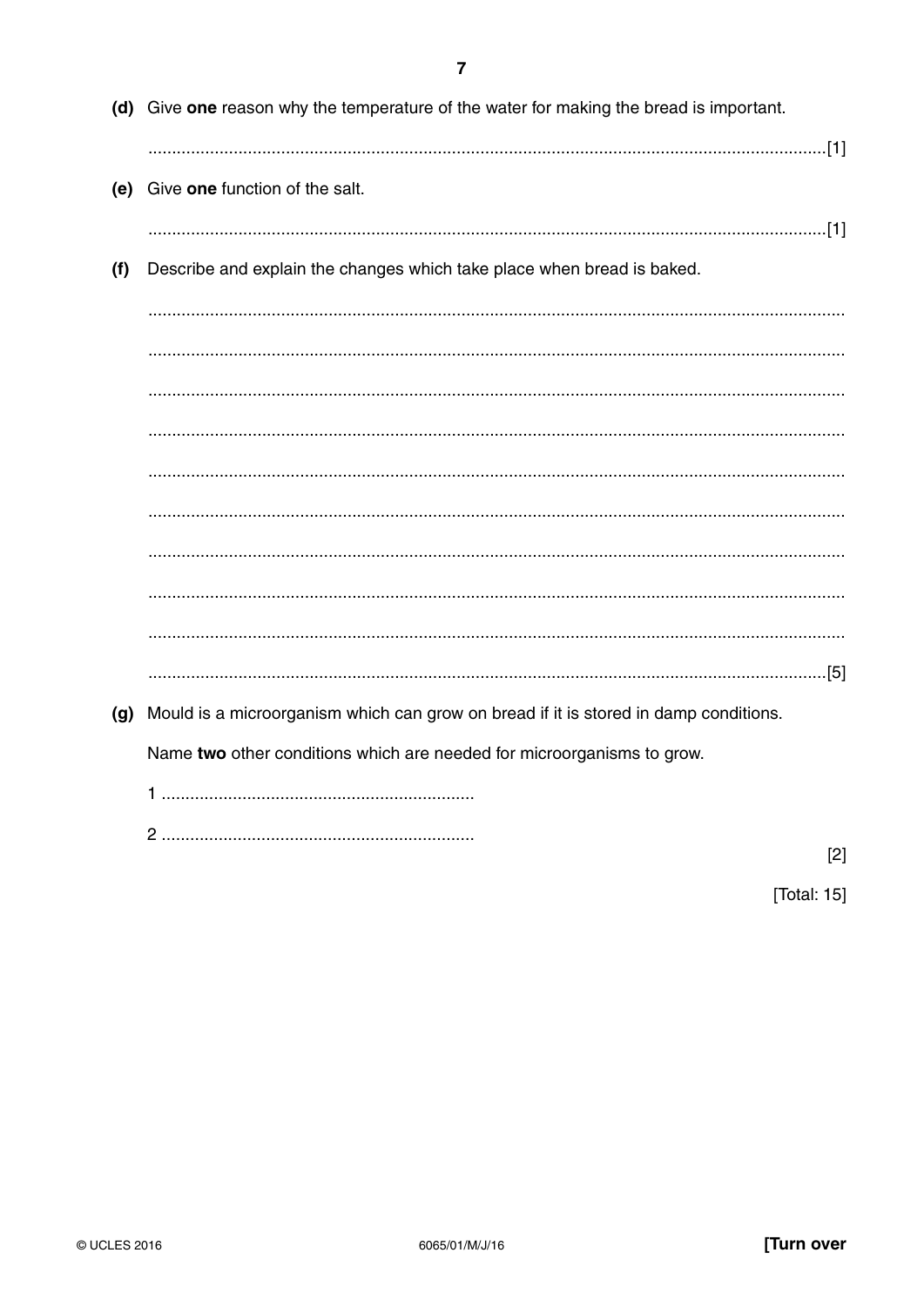(d) Give **one** reason why the temperature of the water for making the bread is important.

..........................................................................................................................................[1]

(e) Give **one** function of the salt.

..........................................................................................................................................[1]

(f) Describe and explain the changes which take place when bread is baked.

..........................................................................................................................................

..........................................................................................................................................

..........................................................................................................................................

..........................................................................................................................................

..........................................................................................................................................

..........................................................................................................................................

..........................................................................................................................................

..........................................................................................................................................

..........................................................................................................................................

..........................................................................................................................................[5]

(g) Mould is a microorganism which can grow on bread if it is stored in damp conditions.

Name **two** other conditions which are needed for microorganisms to grow.

1 ..................................................................

2 ..................................................................

[2]

[Total: 15]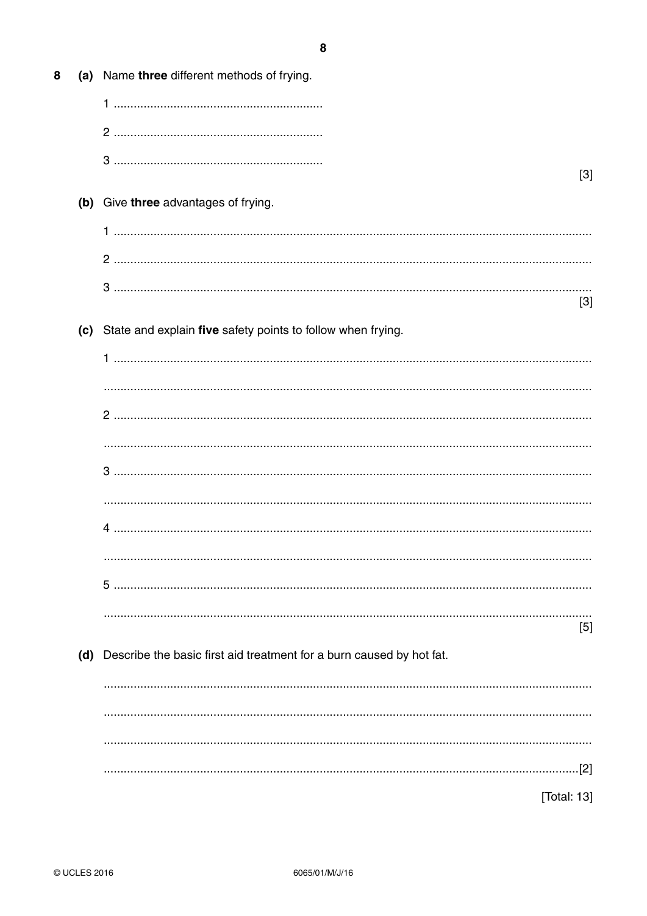8 (a) Name **three** different methods of frying.

1 ..............................................................

2 ..............................................................

3 .............................................................. [3]

(b) Give **three** advantages of frying.

1 ..............................................................

2 ..............................................................

3 .............................................................. [3]

(c) State and explain **five** safety points to follow when frying.

1 ..............................................................

..............................................................

2 ..............................................................

..............................................................

3 ..............................................................

..............................................................

4 ..............................................................

..............................................................

5 ..............................................................

.............................................................. [5]

(d) Describe the basic first aid treatment for a burn caused by hot fat.

..............................................................

..............................................................

..............................................................

..............................................................[2]

[Total: 13]

© UCLES 2016 6065/01/M/J/16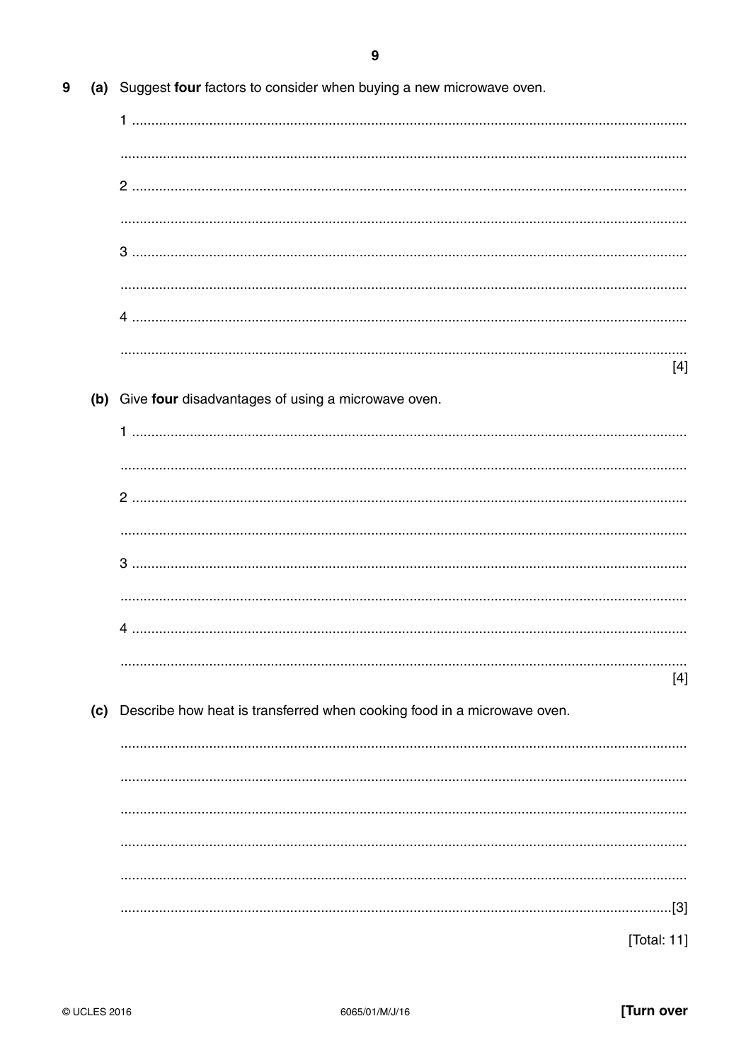**9** **(a)** Suggest **four** factors to consider when buying a new microwave oven.

1 ..............................................................................................................................

..............................................................................................................................

2 ..............................................................................................................................

..............................................................................................................................

3 ..............................................................................................................................

..............................................................................................................................

4 ..............................................................................................................................

.............................................................................................................................. [4]

**(b)** Give **four** disadvantages of using a microwave oven.

1 ..............................................................................................................................

..............................................................................................................................

2 ..............................................................................................................................

..............................................................................................................................

3 ..............................................................................................................................

..............................................................................................................................

4 ..............................................................................................................................

.............................................................................................................................. [4]

**(c)** Describe how heat is transferred when cooking food in a microwave oven.

..............................................................................................................................

..............................................................................................................................

..............................................................................................................................

..............................................................................................................................

..............................................................................................................................

..............................................................................................................................[3]

[Total: 11]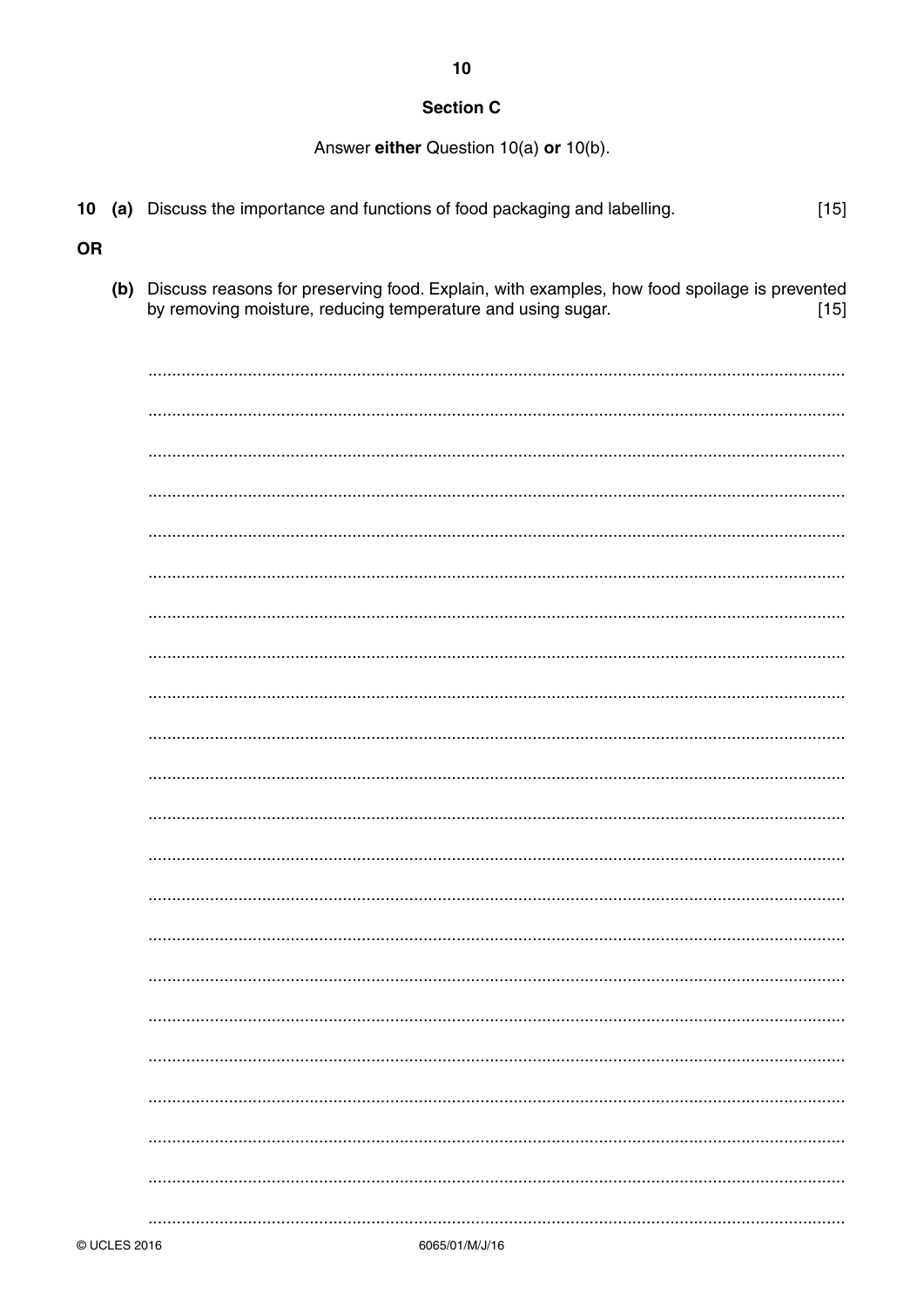## Section C

Answer **either** Question 10(a) **or** 10(b).

**10 (a)** Discuss the importance and functions of food packaging and labelling. [15]

**OR**

**(b)** Discuss reasons for preserving food. Explain, with examples, how food spoilage is prevented by removing moisture, reducing temperature and using sugar. [15]

..........................................................................................................................................

..........................................................................................................................................

..........................................................................................................................................

..........................................................................................................................................

..........................................................................................................................................

..........................................................................................................................................

..........................................................................................................................................

..........................................................................................................................................

..........................................................................................................................................

..........................................................................................................................................

..........................................................................................................................................

..........................................................................................................................................

..........................................................................................................................................

..........................................................................................................................................

..........................................................................................................................................

..........................................................................................................................................

..........................................................................................................................................

..........................................................................................................................................

..........................................................................................................................................

..........................................................................................................................................

..........................................................................................................................................

..........................................................................................................................................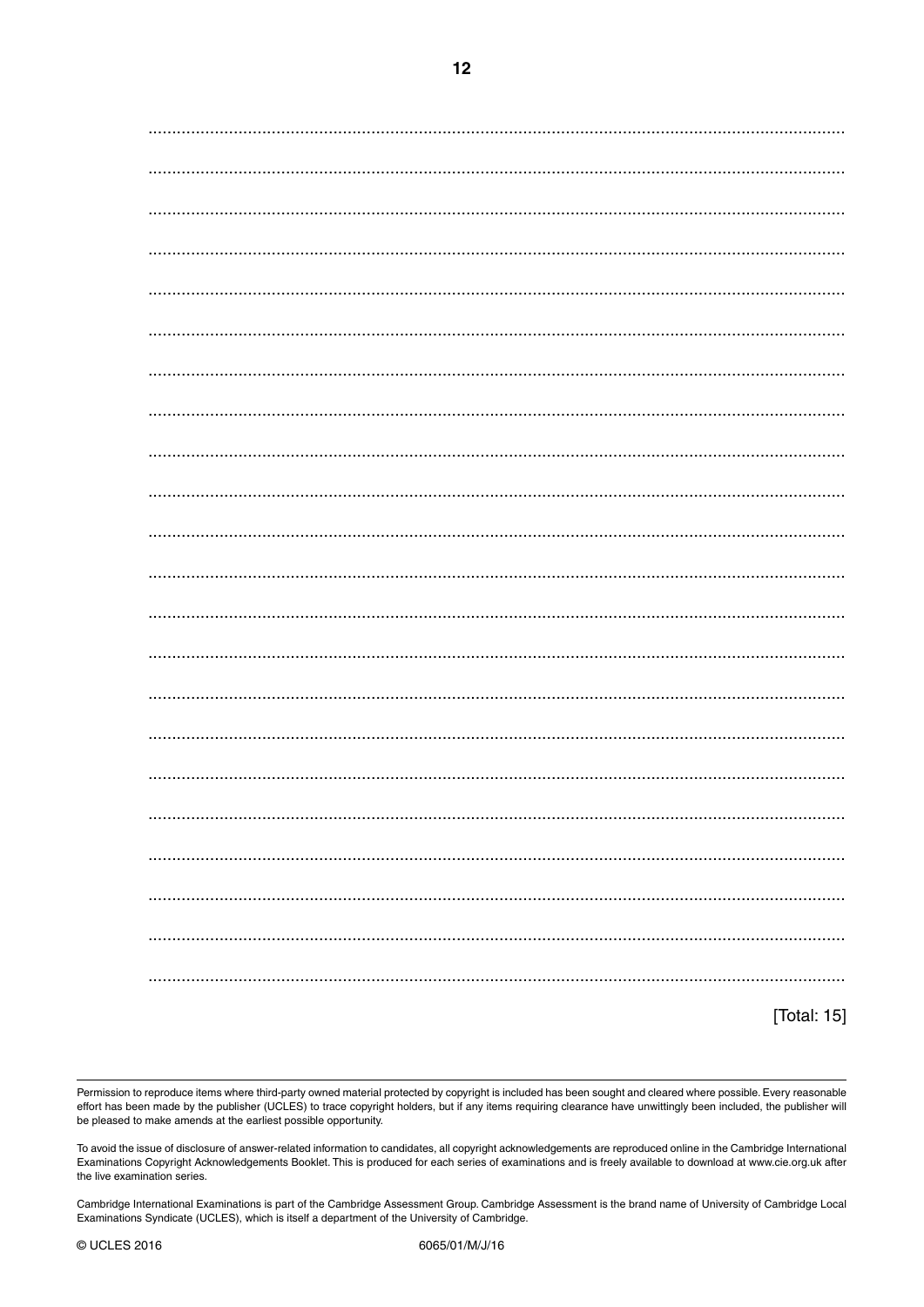[Total: 15]

Permission to reproduce items where third-party owned material protected by copyright is included has been sought and cleared where possible. Every reasonable effort has been made by the publisher (UCLES) to trace copyright holders, but if any items requiring clearance have unwittingly been included, the publisher will be pleased to make amends at the earliest possible opportunity.

To avoid the issue of disclosure of answer-related information to candidates, all copyright acknowledgements are reproduced online in the Cambridge International Examinations Copyright Acknowledgements Booklet. This is produced for each series of examinations and is freely available to download at www.cie.org.uk after the live examination series.

Cambridge International Examinations is part of the Cambridge Assessment Group. Cambridge Assessment is the brand name of University of Cambridge Local Examinations Syndicate (UCLES), which is itself a department of the University of Cambridge.

© UCLES 2016

6065/01/M/J/16